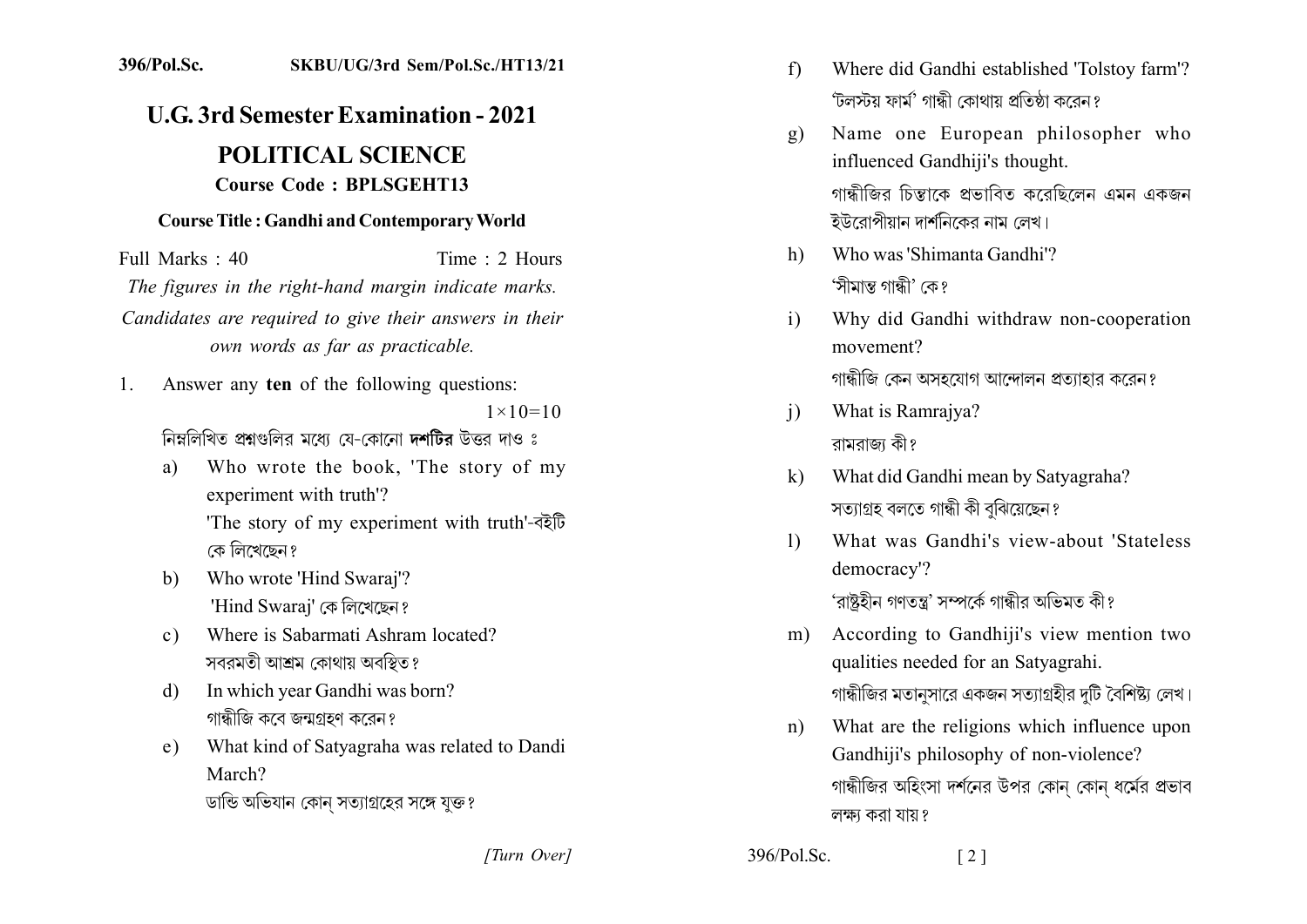396/Pol.Sc. SKBU/UG/3rd Sem/Pol.Sc./HT13/21

# U.G. 3rd Semester Examination - 2021

## POLITICAL SCIENCE

**Course Code : BPLSGEHT13**

**Course Title : Gandhi and Contemporary World**

Full Marks : 40 Time : 2 Hours

*The figures in the right-hand margin indicate marks.*

*Candidates are required to give their answers in their own words as far as practicable.*

1. Answer any **ten** of the following questions: $1\times10=10$

   নিম্নলিখিত প্রশ্নগুলির মধ্যে যে-কোনো **দশটির** উত্তর দাও ঃ

   a) Who wrote the book, 'The story of my experiment with truth'?
   'The story of my experiment with truth'-বইটি কে লিখেছেন?

   b) Who wrote 'Hind Swaraj'?
   'Hind Swaraj' কে লিখেছেন?

   c) Where is Sabarmati Ashram located?
   সবরমতী আশ্রম কোথায় অবস্থিত?

   d) In which year Gandhi was born?
   গান্ধীজি কবে জন্মগ্রহণ করেন?

   e) What kind of Satyagraha was related to Dandi March?
   ডান্ডি অভিযান কোন্ সত্যাগ্রহের সঙ্গে যুক্ত?

   f) Where did Gandhi established 'Tolstoy farm'?
   'টলস্টয় ফার্ম' গান্ধী কোথায় প্রতিষ্ঠা করেন?

   g) Name one European philosopher who influenced Gandhiji's thought.
   গান্ধীজির চিন্তাকে প্রভাবিত করেছিলেন এমন একজন ইউরোপীয়ান দার্শনিকের নাম লেখ।

   h) Who was 'Shimanta Gandhi'?
   'সীমান্ত গান্ধী' কে?

   i) Why did Gandhi withdraw non-cooperation movement?
   গান্ধীজি কেন অসহযোগ আন্দোলন প্রত্যাহার করেন?

   j) What is Ramrajya?
   রামরাজ্য কী?

   k) What did Gandhi mean by Satyagraha?
   সত্যাগ্রহ বলতে গান্ধী কী বুঝিয়েছেন?

   l) What was Gandhi's view-about 'Stateless democracy'?
   'রাষ্ট্রহীন গণতন্ত্র' সম্পর্কে গান্ধীর অভিমত কী?

   m) According to Gandhiji's view mention two qualities needed for an Satyagrahi.
   গান্ধীজির মতানুসারে একজন সত্যাগ্রহীর দুটি বৈশিষ্ট্য লেখ।

   n) What are the religions which influence upon Gandhiji's philosophy of non-violence?
   গান্ধীজির অহিংসা দর্শনের উপর কোন্ কোন্ ধর্মের প্রভাব লক্ষ্য করা যায়?

*[Turn Over]*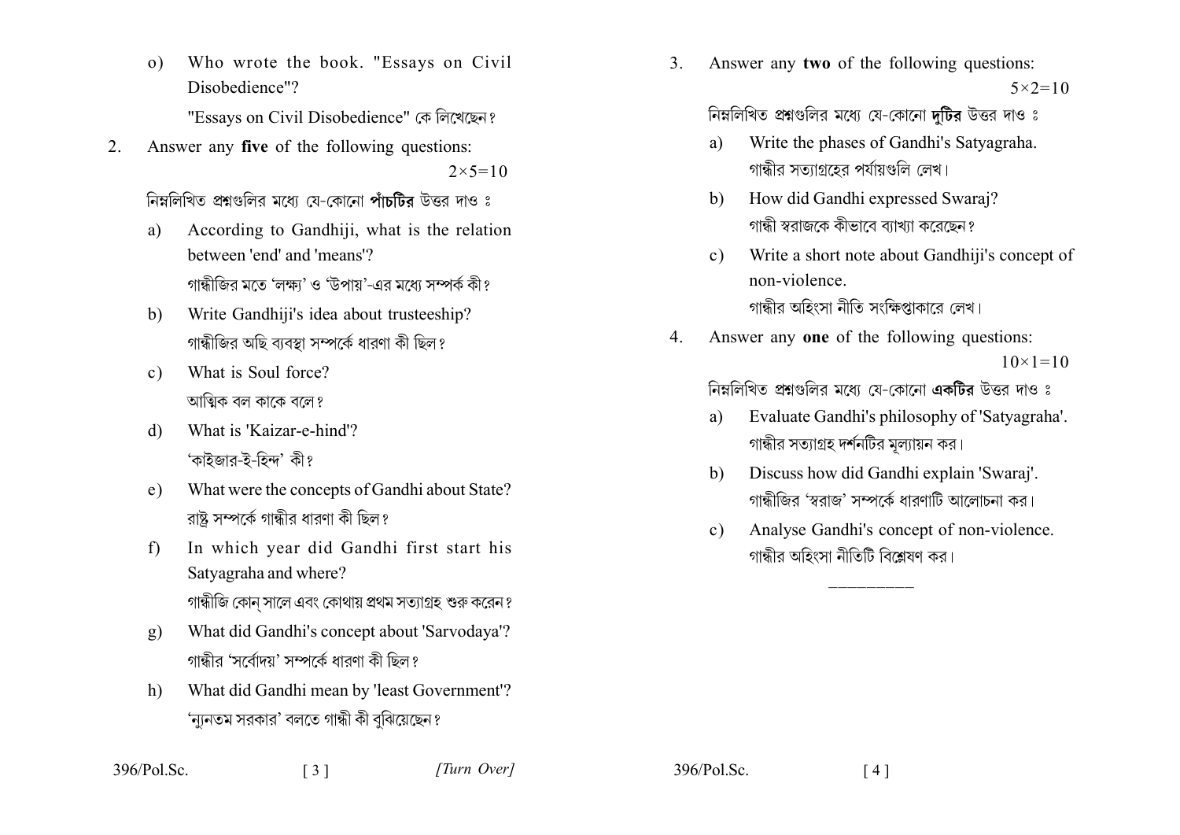o) Who wrote the book. "Essays on Civil Disobedience"?

"Essays on Civil Disobedience" কে লিখেছেন?

2. Answer any **five** of the following questions: $2\times5=10$

নিম্নলিখিত প্রশ্নগুলির মধ্যে যে-কোনো **পাঁচটির** উত্তর দাও ঃ

a) According to Gandhiji, what is the relation between 'end' and 'means'?

গান্ধীজির মতে 'লক্ষ্য' ও 'উপায়'-এর মধ্যে সম্পর্ক কী?

b) Write Gandhiji's idea about trusteeship?

গান্ধীজির অছি ব্যবস্থা সম্পর্কে ধারণা কী ছিল?

c) What is Soul force?

আত্মিক বল কাকে বলে?

d) What is 'Kaizar-e-hind'?

'কাইজার-ই-হিন্দ' কী?

e) What were the concepts of Gandhi about State?

রাষ্ট্র সম্পর্কে গান্ধীর ধারণা কী ছিল?

f) In which year did Gandhi first start his Satyagraha and where?

গান্ধীজি কোন্ সালে এবং কোথায় প্রথম সত্যাগ্রহ শুরু করেন?

g) What did Gandhi's concept about 'Sarvodaya'?

গান্ধীর 'সর্বোদয়' সম্পর্কে ধারণা কী ছিল?

h) What did Gandhi mean by 'least Government'?

'ন্যূনতম সরকার' বলতে গান্ধী কী বুঝিয়েছেন?

3. Answer any **two** of the following questions: $5\times2=10$

নিম্নলিখিত প্রশ্নগুলির মধ্যে যে-কোনো **দুটির** উত্তর দাও ঃ

a) Write the phases of Gandhi's Satyagraha.

গান্ধীর সত্যাগ্রহের পর্যায়গুলি লেখ।

b) How did Gandhi expressed Swaraj?

গান্ধী স্বরাজকে কীভাবে ব্যাখ্যা করেছেন?

c) Write a short note about Gandhiji's concept of non-violence.

গান্ধীর অহিংসা নীতি সংক্ষিপ্তাকারে লেখ।

4. Answer any **one** of the following questions: $10\times1=10$

নিম্নলিখিত প্রশ্নগুলির মধ্যে যে-কোনো **একটির** উত্তর দাও ঃ

a) Evaluate Gandhi's philosophy of 'Satyagraha'.

গান্ধীর সত্যাগ্রহ দর্শনটির মূল্যায়ন কর।

b) Discuss how did Gandhi explain 'Swaraj'.

গান্ধীজির 'স্বরাজ' সম্পর্কে ধারণাটি আলোচনা কর।

c) Analyse Gandhi's concept of non-violence.

গান্ধীর অহিংসা নীতিটি বিশ্লেষণ কর।

---